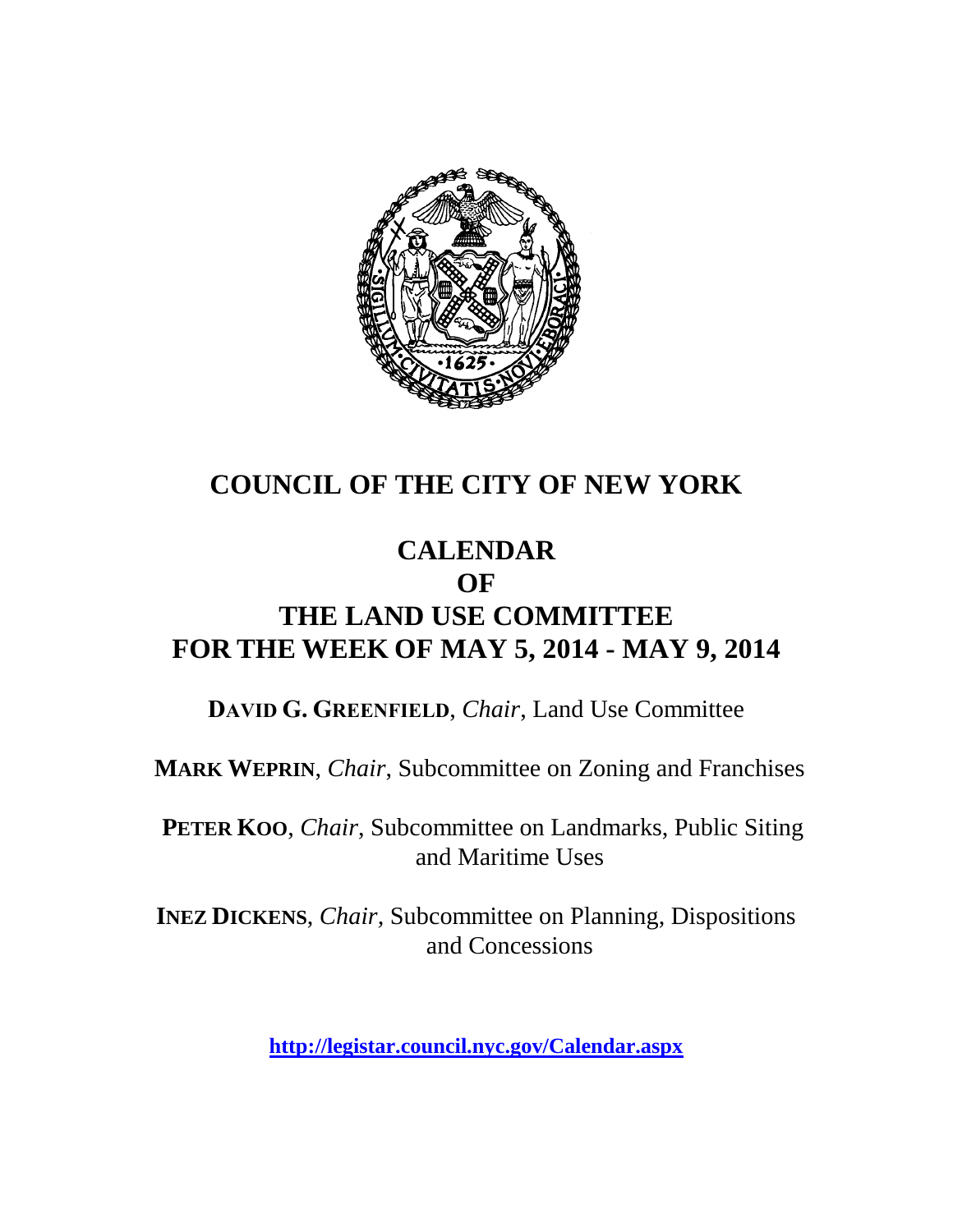# COUNCIL OF THE CITY OF NEW YORK

# CALENDAR
# OF
# THE LAND USE COMMITTEE
# FOR THE WEEK OF MAY 5, 2014 - MAY 9, 2014

**DAVID G. GREENFIELD**, *Chair*, Land Use Committee

**MARK WEPRIN**, *Chair*, Subcommittee on Zoning and Franchises

**PETER KOO**, *Chair*, Subcommittee on Landmarks, Public Siting and Maritime Uses

**INEZ DICKENS**, *Chair*, Subcommittee on Planning, Dispositions and Concessions

**http://legistar.council.nyc.gov/Calendar.aspx**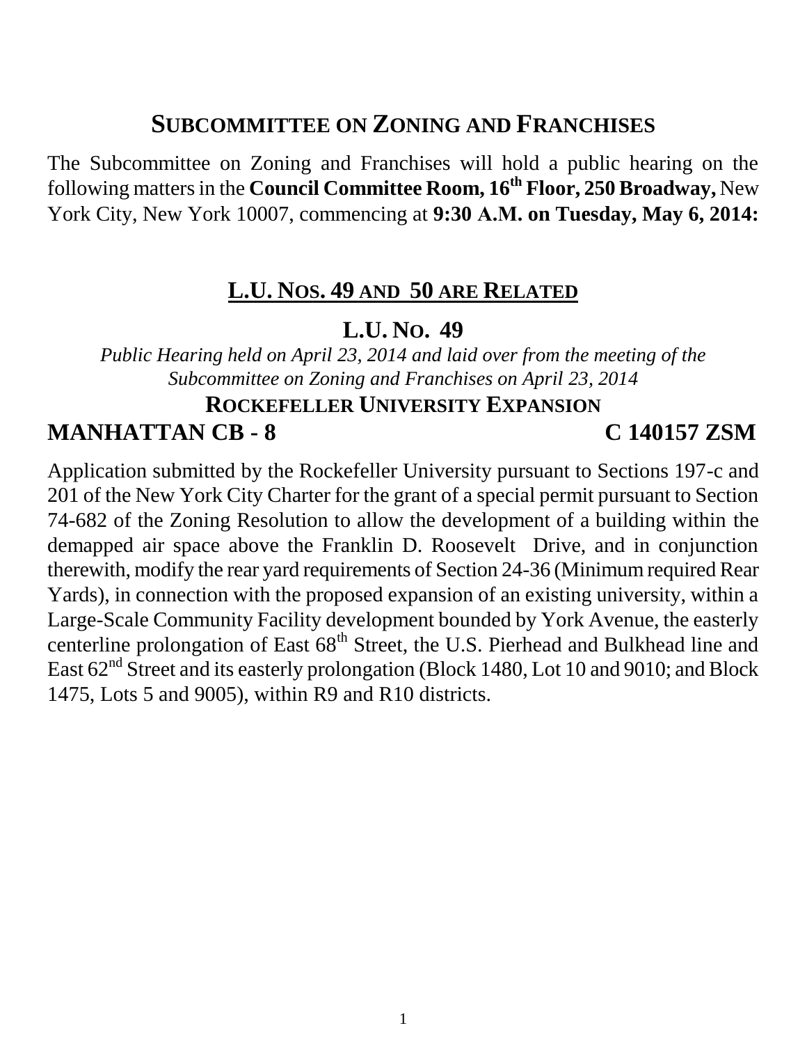# SUBCOMMITTEE ON ZONING AND FRANCHISES

The Subcommittee on Zoning and Franchises will hold a public hearing on the following matters in the **Council Committee Room, 16th Floor, 250 Broadway,** New York City, New York 10007, commencing at **9:30 A.M. on Tuesday, May 6, 2014:**

## L.U. NOS. 49 AND 50 ARE RELATED

## L.U. NO. 49

*Public Hearing held on April 23, 2014 and laid over from the meeting of the Subcommittee on Zoning and Franchises on April 23, 2014*

### ROCKEFELLER UNIVERSITY EXPANSION

**MANHATTAN CB - 8 C 140157 ZSM**

Application submitted by the Rockefeller University pursuant to Sections 197-c and 201 of the New York City Charter for the grant of a special permit pursuant to Section 74-682 of the Zoning Resolution to allow the development of a building within the demapped air space above the Franklin D. Roosevelt Drive, and in conjunction therewith, modify the rear yard requirements of Section 24-36 (Minimum required Rear Yards), in connection with the proposed expansion of an existing university, within a Large-Scale Community Facility development bounded by York Avenue, the easterly centerline prolongation of East 68th Street, the U.S. Pierhead and Bulkhead line and East 62nd Street and its easterly prolongation (Block 1480, Lot 10 and 9010; and Block 1475, Lots 5 and 9005), within R9 and R10 districts.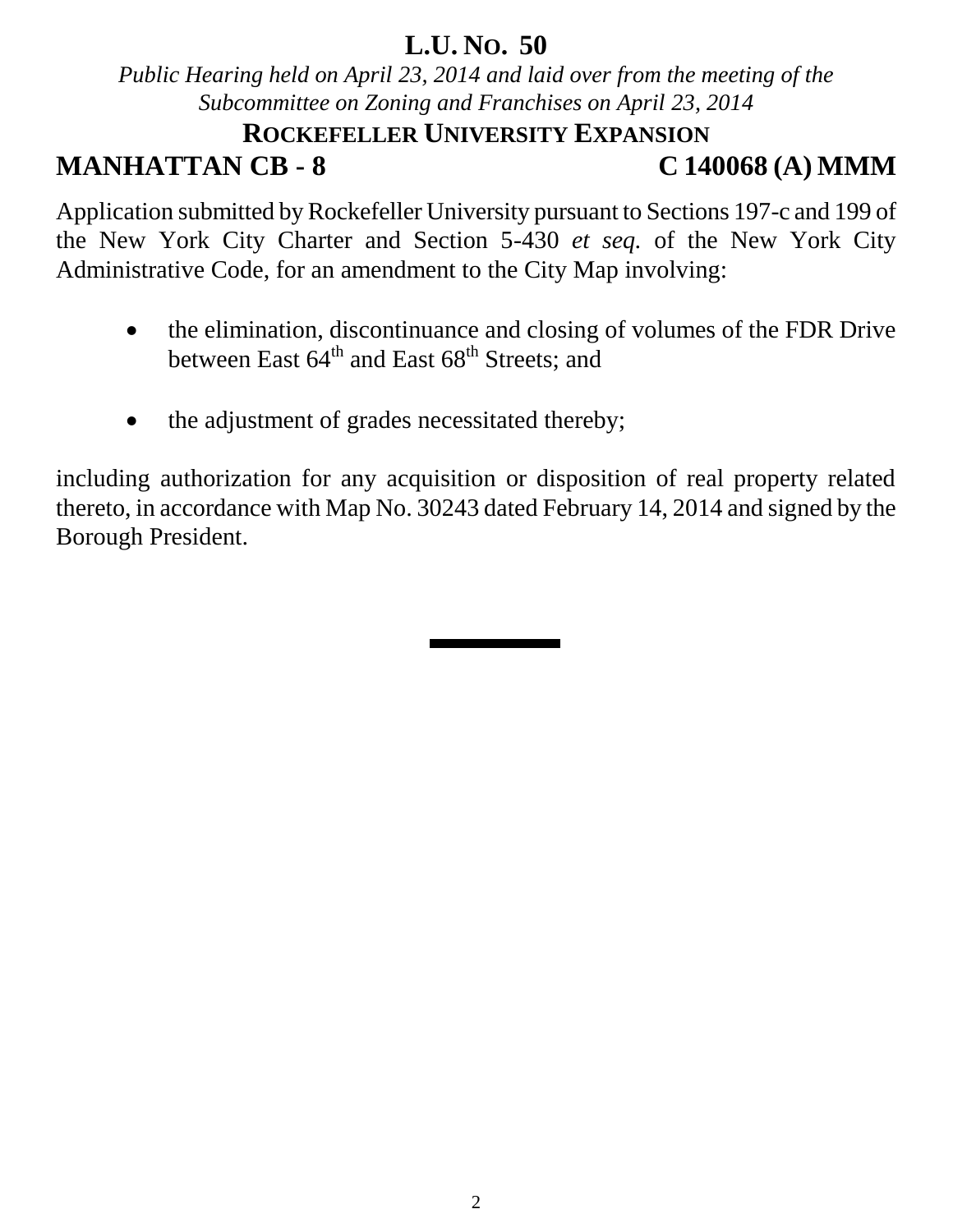# L.U. No. 50

*Public Hearing held on April 23, 2014 and laid over from the meeting of the Subcommittee on Zoning and Franchises on April 23, 2014*

## Rockefeller University Expansion

## MANHATTAN CB - 8 C 140068 (A) MMM

Application submitted by Rockefeller University pursuant to Sections 197-c and 199 of the New York City Charter and Section 5-430 *et seq.* of the New York City Administrative Code, for an amendment to the City Map involving:

- the elimination, discontinuance and closing of volumes of the FDR Drive between East 64th and East 68th Streets; and
- the adjustment of grades necessitated thereby;

including authorization for any acquisition or disposition of real property related thereto, in accordance with Map No. 30243 dated February 14, 2014 and signed by the Borough President.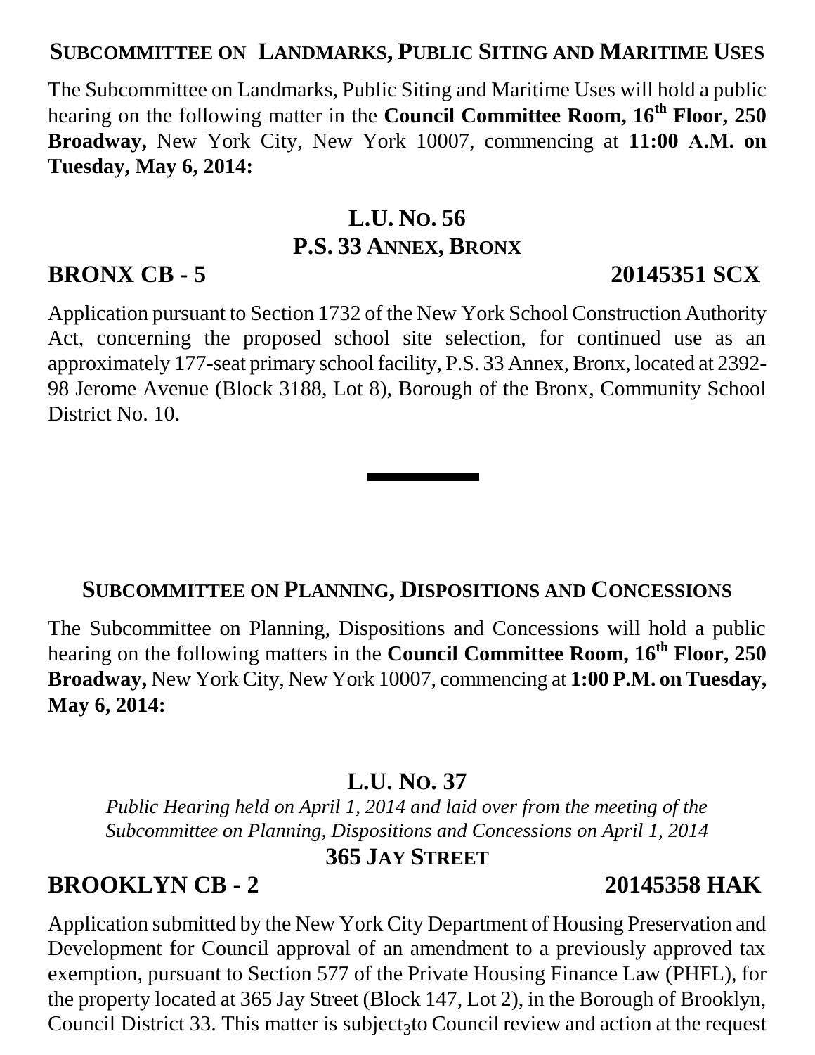## SUBCOMMITTEE ON LANDMARKS, PUBLIC SITING AND MARITIME USES

The Subcommittee on Landmarks, Public Siting and Maritime Uses will hold a public hearing on the following matter in the **Council Committee Room, 16th Floor, 250 Broadway,** New York City, New York 10007, commencing at **11:00 A.M. on Tuesday, May 6, 2014:**

### L.U. NO. 56
### P.S. 33 ANNEX, BRONX

**BRONX CB - 5** **20145351 SCX**

Application pursuant to Section 1732 of the New York School Construction Authority Act, concerning the proposed school site selection, for continued use as an approximately 177-seat primary school facility, P.S. 33 Annex, Bronx, located at 2392-98 Jerome Avenue (Block 3188, Lot 8), Borough of the Bronx, Community School District No. 10.

---

## SUBCOMMITTEE ON PLANNING, DISPOSITIONS AND CONCESSIONS

The Subcommittee on Planning, Dispositions and Concessions will hold a public hearing on the following matters in the **Council Committee Room, 16th Floor, 250 Broadway,** New York City, New York 10007, commencing at **1:00 P.M. on Tuesday, May 6, 2014:**

### L.U. NO. 37

*Public Hearing held on April 1, 2014 and laid over from the meeting of the Subcommittee on Planning, Dispositions and Concessions on April 1, 2014*

### 365 JAY STREET

**BROOKLYN CB - 2** **20145358 HAK**

Application submitted by the New York City Department of Housing Preservation and Development for Council approval of an amendment to a previously approved tax exemption, pursuant to Section 577 of the Private Housing Finance Law (PHFL), for the property located at 365 Jay Street (Block 147, Lot 2), in the Borough of Brooklyn, Council District 33. This matter is subject to Council review and action at the request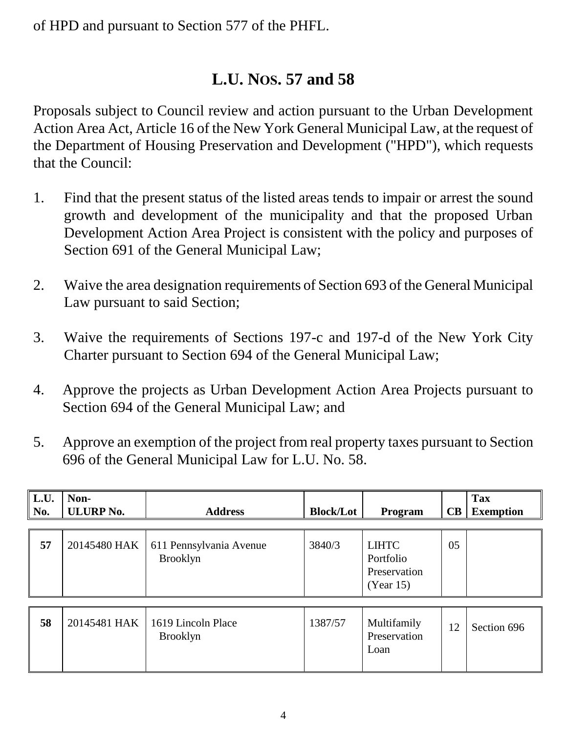of HPD and pursuant to Section 577 of the PHFL.

## L.U. NOS. 57 and 58

Proposals subject to Council review and action pursuant to the Urban Development Action Area Act, Article 16 of the New York General Municipal Law, at the request of the Department of Housing Preservation and Development ("HPD"), which requests that the Council:

1. Find that the present status of the listed areas tends to impair or arrest the sound growth and development of the municipality and that the proposed Urban Development Action Area Project is consistent with the policy and purposes of Section 691 of the General Municipal Law;

2. Waive the area designation requirements of Section 693 of the General Municipal Law pursuant to said Section;

3. Waive the requirements of Sections 197-c and 197-d of the New York City Charter pursuant to Section 694 of the General Municipal Law;

4. Approve the projects as Urban Development Action Area Projects pursuant to Section 694 of the General Municipal Law; and

5. Approve an exemption of the project from real property taxes pursuant to Section 696 of the General Municipal Law for L.U. No. 58.

| L.U. No. | Non-ULURP No. | Address | Block/Lot | Program | CB | Tax Exemption |
|---|---|---|---|---|---|---|
| **57** | 20145480 HAK | 611 Pennsylvania Avenue Brooklyn | 3840/3 | LIHTC Portfolio Preservation (Year 15) | 05 | |
| **58** | 20145481 HAK | 1619 Lincoln Place Brooklyn | 1387/57 | Multifamily Preservation Loan | 12 | Section 696 |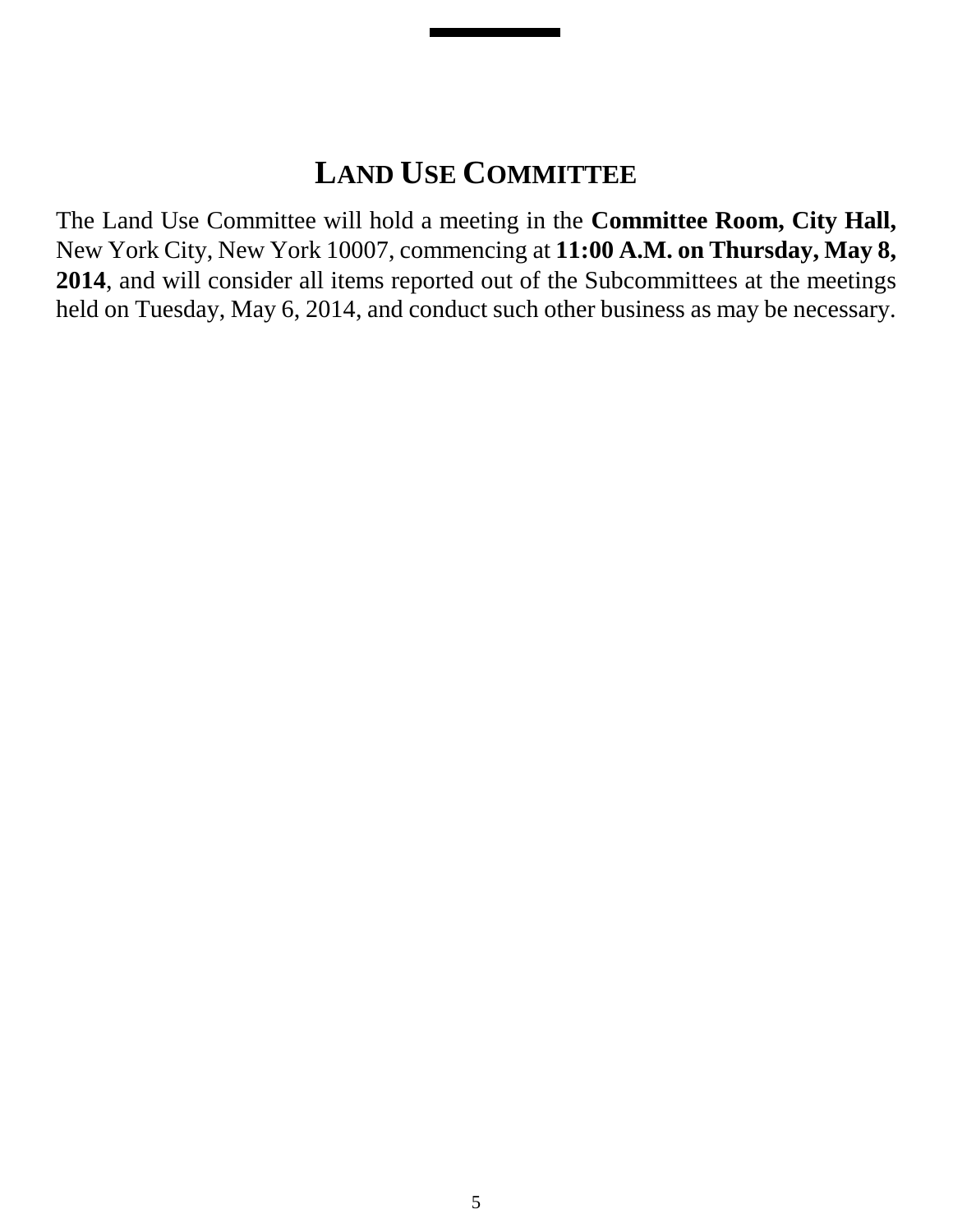## LAND USE COMMITTEE

The Land Use Committee will hold a meeting in the **Committee Room, City Hall,** New York City, New York 10007, commencing at **11:00 A.M. on Thursday, May 8, 2014**, and will consider all items reported out of the Subcommittees at the meetings held on Tuesday, May 6, 2014, and conduct such other business as may be necessary.